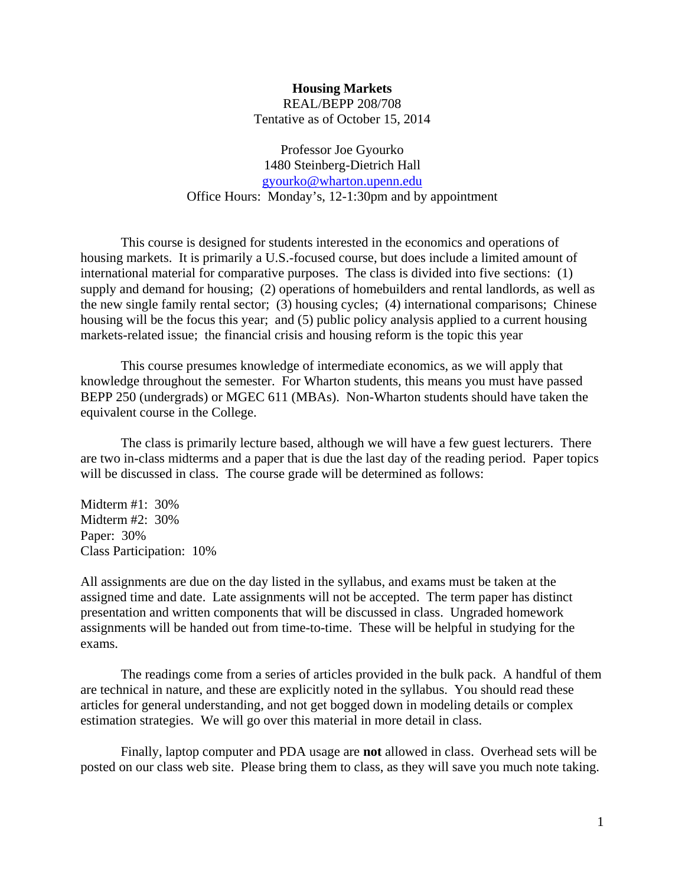**Housing Markets**
REAL/BEPP 208/708
Tentative as of October 15, 2014

Professor Joe Gyourko
1480 Steinberg-Dietrich Hall
gyourko@wharton.upenn.edu
Office Hours: Monday's, 12-1:30pm and by appointment

This course is designed for students interested in the economics and operations of housing markets. It is primarily a U.S.-focused course, but does include a limited amount of international material for comparative purposes. The class is divided into five sections: (1) supply and demand for housing; (2) operations of homebuilders and rental landlords, as well as the new single family rental sector; (3) housing cycles; (4) international comparisons; Chinese housing will be the focus this year; and (5) public policy analysis applied to a current housing markets-related issue; the financial crisis and housing reform is the topic this year

This course presumes knowledge of intermediate economics, as we will apply that knowledge throughout the semester. For Wharton students, this means you must have passed BEPP 250 (undergrads) or MGEC 611 (MBAs). Non-Wharton students should have taken the equivalent course in the College.

The class is primarily lecture based, although we will have a few guest lecturers. There are two in-class midterms and a paper that is due the last day of the reading period. Paper topics will be discussed in class. The course grade will be determined as follows:

Midterm #1: 30%
Midterm #2: 30%
Paper: 30%
Class Participation: 10%

All assignments are due on the day listed in the syllabus, and exams must be taken at the assigned time and date. Late assignments will not be accepted. The term paper has distinct presentation and written components that will be discussed in class. Ungraded homework assignments will be handed out from time-to-time. These will be helpful in studying for the exams.

The readings come from a series of articles provided in the bulk pack. A handful of them are technical in nature, and these are explicitly noted in the syllabus. You should read these articles for general understanding, and not get bogged down in modeling details or complex estimation strategies. We will go over this material in more detail in class.

Finally, laptop computer and PDA usage are **not** allowed in class. Overhead sets will be posted on our class web site. Please bring them to class, as they will save you much note taking.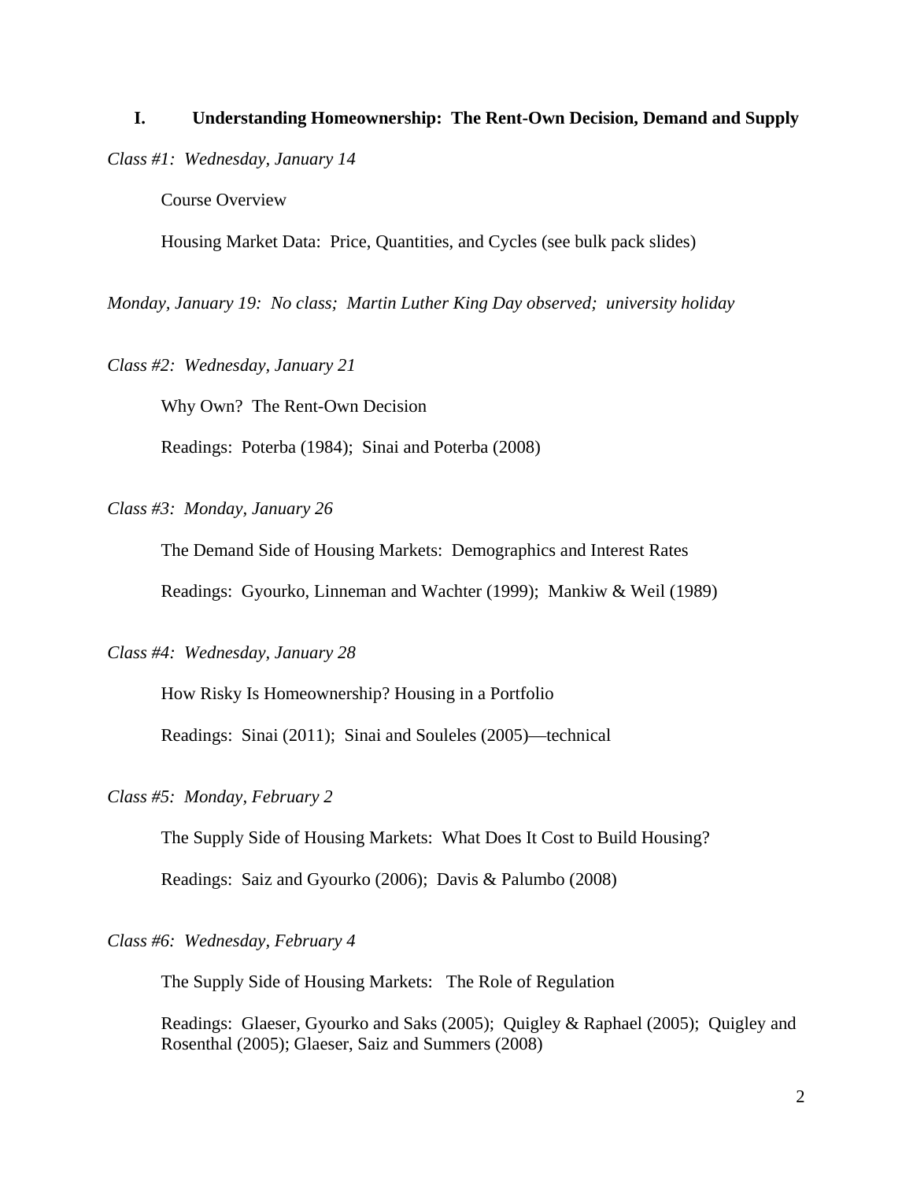## I. Understanding Homeownership: The Rent-Own Decision, Demand and Supply

*Class #1: Wednesday, January 14*

Course Overview

Housing Market Data: Price, Quantities, and Cycles (see bulk pack slides)

*Monday, January 19: No class; Martin Luther King Day observed; university holiday*

*Class #2: Wednesday, January 21*

Why Own? The Rent-Own Decision

Readings: Poterba (1984); Sinai and Poterba (2008)

*Class #3: Monday, January 26*

The Demand Side of Housing Markets: Demographics and Interest Rates

Readings: Gyourko, Linneman and Wachter (1999); Mankiw & Weil (1989)

*Class #4: Wednesday, January 28*

How Risky Is Homeownership? Housing in a Portfolio

Readings: Sinai (2011); Sinai and Souleles (2005)—technical

*Class #5: Monday, February 2*

The Supply Side of Housing Markets: What Does It Cost to Build Housing?

Readings: Saiz and Gyourko (2006); Davis & Palumbo (2008)

*Class #6: Wednesday, February 4*

The Supply Side of Housing Markets: The Role of Regulation

Readings: Glaeser, Gyourko and Saks (2005); Quigley & Raphael (2005); Quigley and Rosenthal (2005); Glaeser, Saiz and Summers (2008)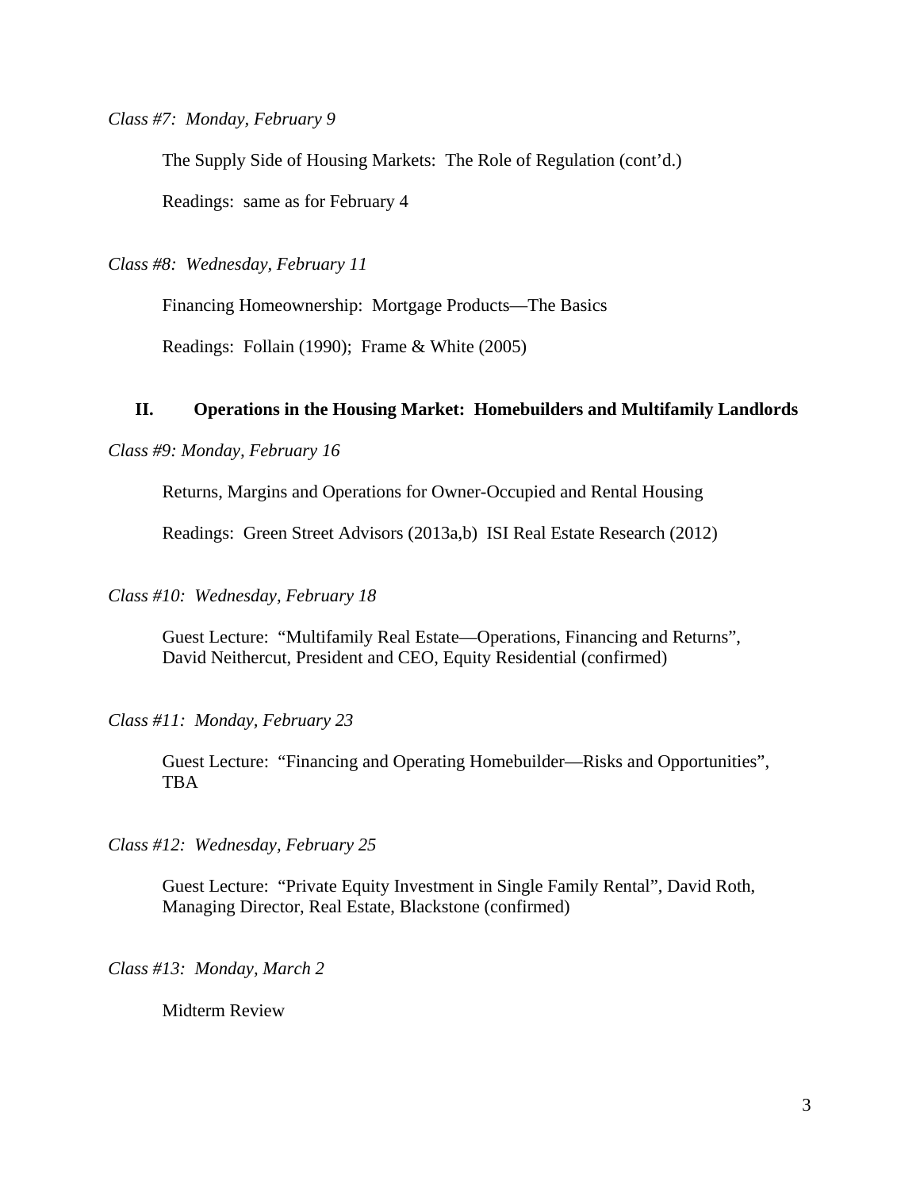*Class #7: Monday, February 9*

The Supply Side of Housing Markets: The Role of Regulation (cont'd.)

Readings: same as for February 4

*Class #8: Wednesday, February 11*

Financing Homeownership: Mortgage Products—The Basics

Readings: Follain (1990); Frame & White (2005)

## II. Operations in the Housing Market: Homebuilders and Multifamily Landlords

*Class #9: Monday, February 16*

Returns, Margins and Operations for Owner-Occupied and Rental Housing

Readings: Green Street Advisors (2013a,b) ISI Real Estate Research (2012)

*Class #10: Wednesday, February 18*

Guest Lecture: "Multifamily Real Estate—Operations, Financing and Returns", David Neithercut, President and CEO, Equity Residential (confirmed)

*Class #11: Monday, February 23*

Guest Lecture: "Financing and Operating Homebuilder—Risks and Opportunities", TBA

*Class #12: Wednesday, February 25*

Guest Lecture: "Private Equity Investment in Single Family Rental", David Roth, Managing Director, Real Estate, Blackstone (confirmed)

*Class #13: Monday, March 2*

Midterm Review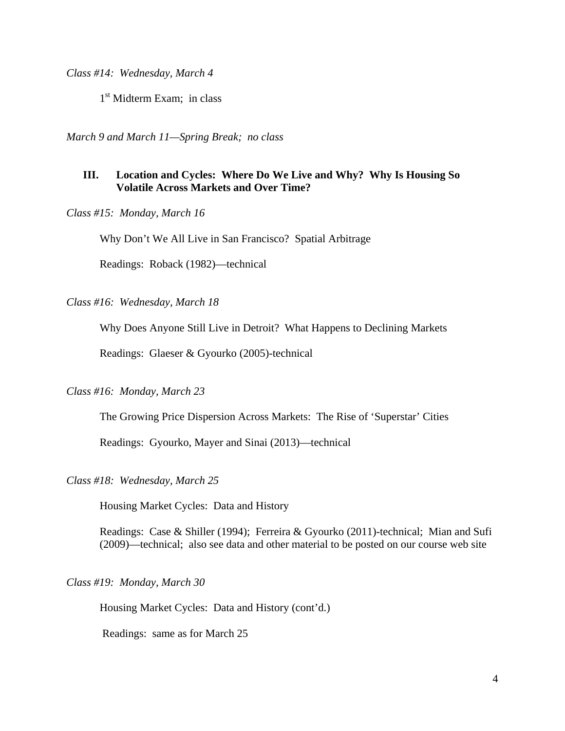*Class #14: Wednesday, March 4*

1st Midterm Exam; in class

*March 9 and March 11—Spring Break; no class*

## III. Location and Cycles: Where Do We Live and Why? Why Is Housing So Volatile Across Markets and Over Time?

*Class #15: Monday, March 16*

Why Don't We All Live in San Francisco? Spatial Arbitrage

Readings: Roback (1982)—technical

*Class #16: Wednesday, March 18*

Why Does Anyone Still Live in Detroit? What Happens to Declining Markets

Readings: Glaeser & Gyourko (2005)-technical

*Class #16: Monday, March 23*

The Growing Price Dispersion Across Markets: The Rise of 'Superstar' Cities

Readings: Gyourko, Mayer and Sinai (2013)—technical

*Class #18: Wednesday, March 25*

Housing Market Cycles: Data and History

Readings: Case & Shiller (1994); Ferreira & Gyourko (2011)-technical; Mian and Sufi (2009)—technical; also see data and other material to be posted on our course web site

*Class #19: Monday, March 30*

Housing Market Cycles: Data and History (cont'd.)

Readings: same as for March 25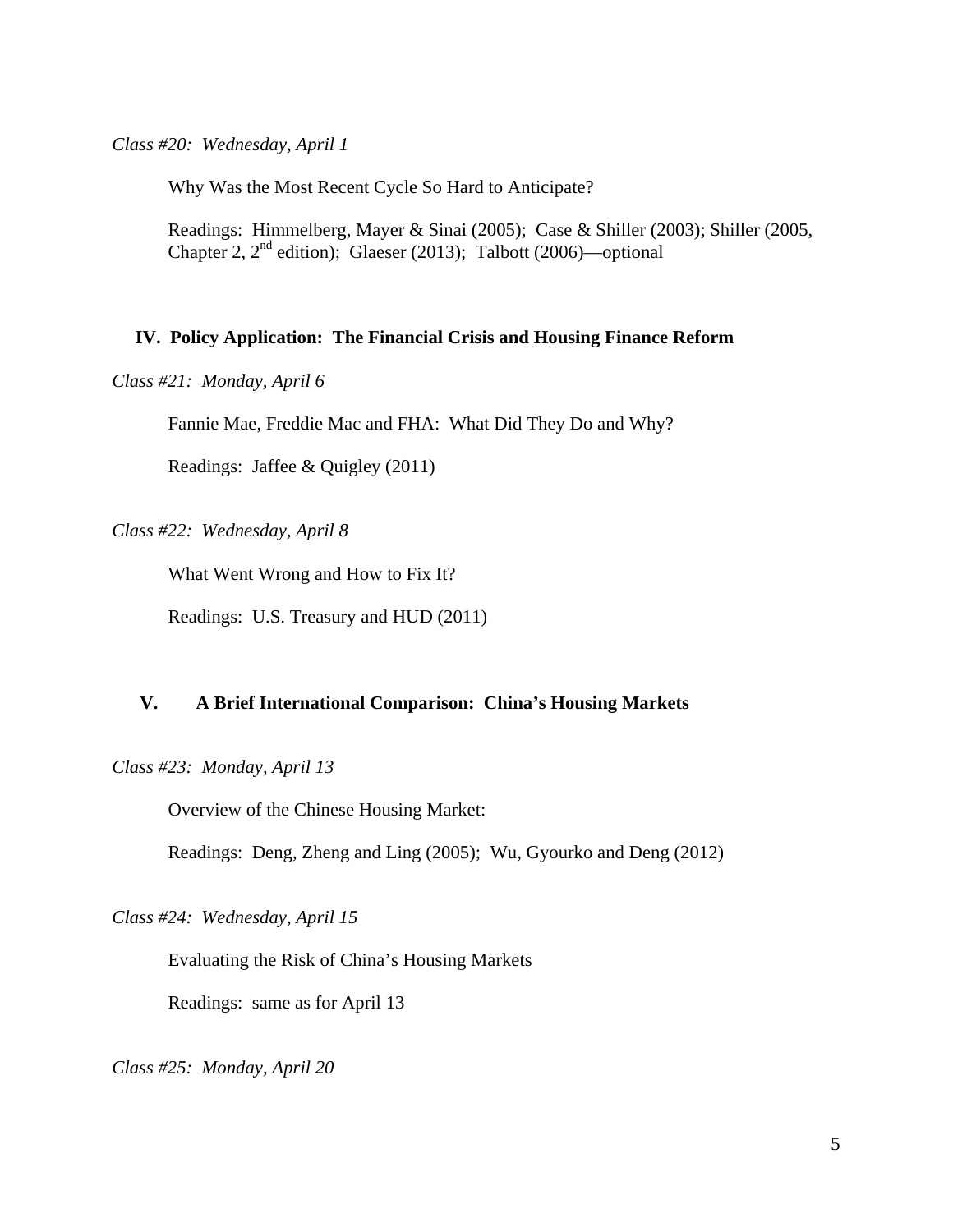*Class #20: Wednesday, April 1*

Why Was the Most Recent Cycle So Hard to Anticipate?

Readings: Himmelberg, Mayer & Sinai (2005); Case & Shiller (2003); Shiller (2005, Chapter 2, 2nd edition); Glaeser (2013); Talbott (2006)—optional

## IV. Policy Application: The Financial Crisis and Housing Finance Reform

*Class #21: Monday, April 6*

Fannie Mae, Freddie Mac and FHA: What Did They Do and Why?

Readings: Jaffee & Quigley (2011)

*Class #22: Wednesday, April 8*

What Went Wrong and How to Fix It?

Readings: U.S. Treasury and HUD (2011)

## V. A Brief International Comparison: China's Housing Markets

*Class #23: Monday, April 13*

Overview of the Chinese Housing Market:

Readings: Deng, Zheng and Ling (2005); Wu, Gyourko and Deng (2012)

*Class #24: Wednesday, April 15*

Evaluating the Risk of China's Housing Markets

Readings: same as for April 13

*Class #25: Monday, April 20*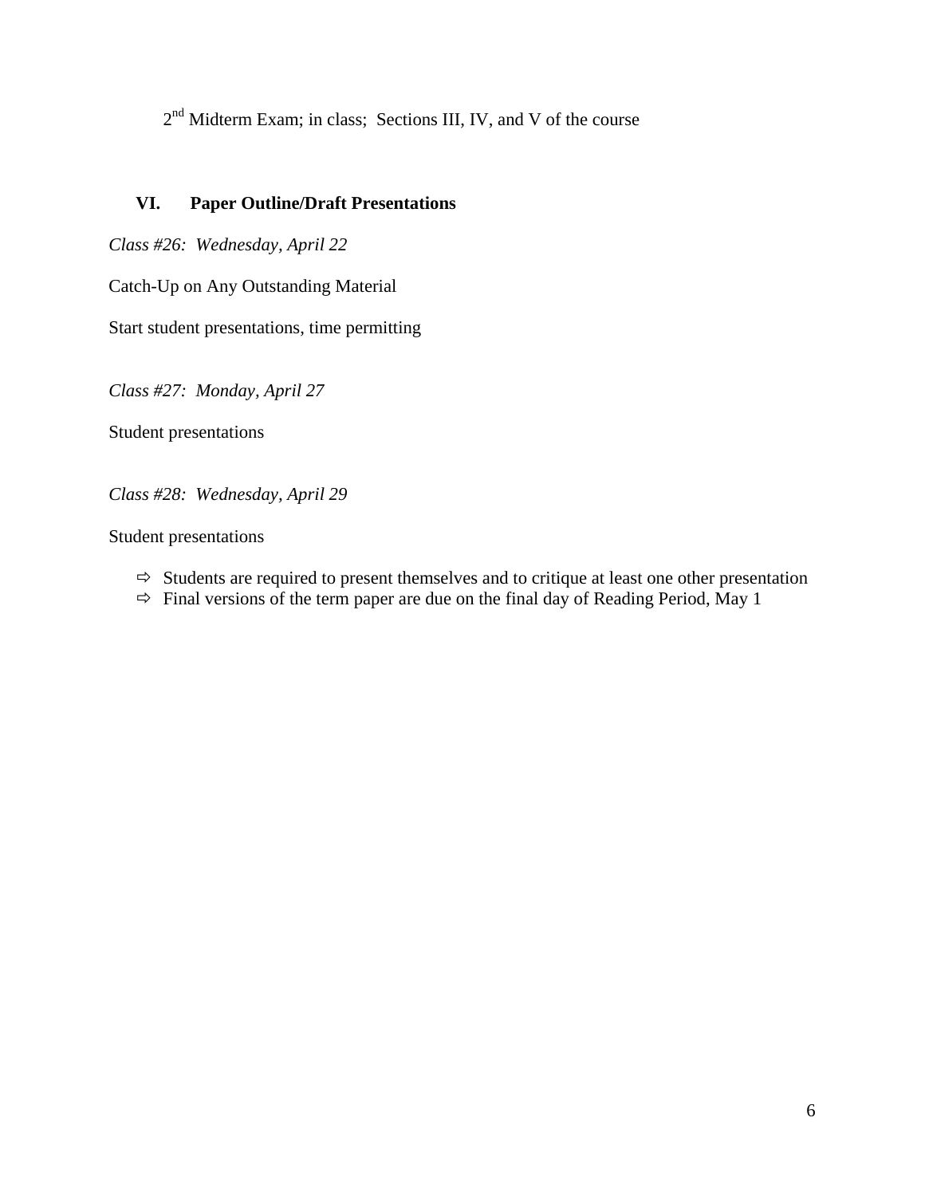2nd Midterm Exam; in class;  Sections III, IV, and V of the course

## VI. Paper Outline/Draft Presentations

*Class #26:  Wednesday, April 22*

Catch-Up on Any Outstanding Material

Start student presentations, time permitting

*Class #27:  Monday, April 27*

Student presentations

*Class #28:  Wednesday, April 29*

Student presentations

- ⇨ Students are required to present themselves and to critique at least one other presentation
- ⇨ Final versions of the term paper are due on the final day of Reading Period, May 1